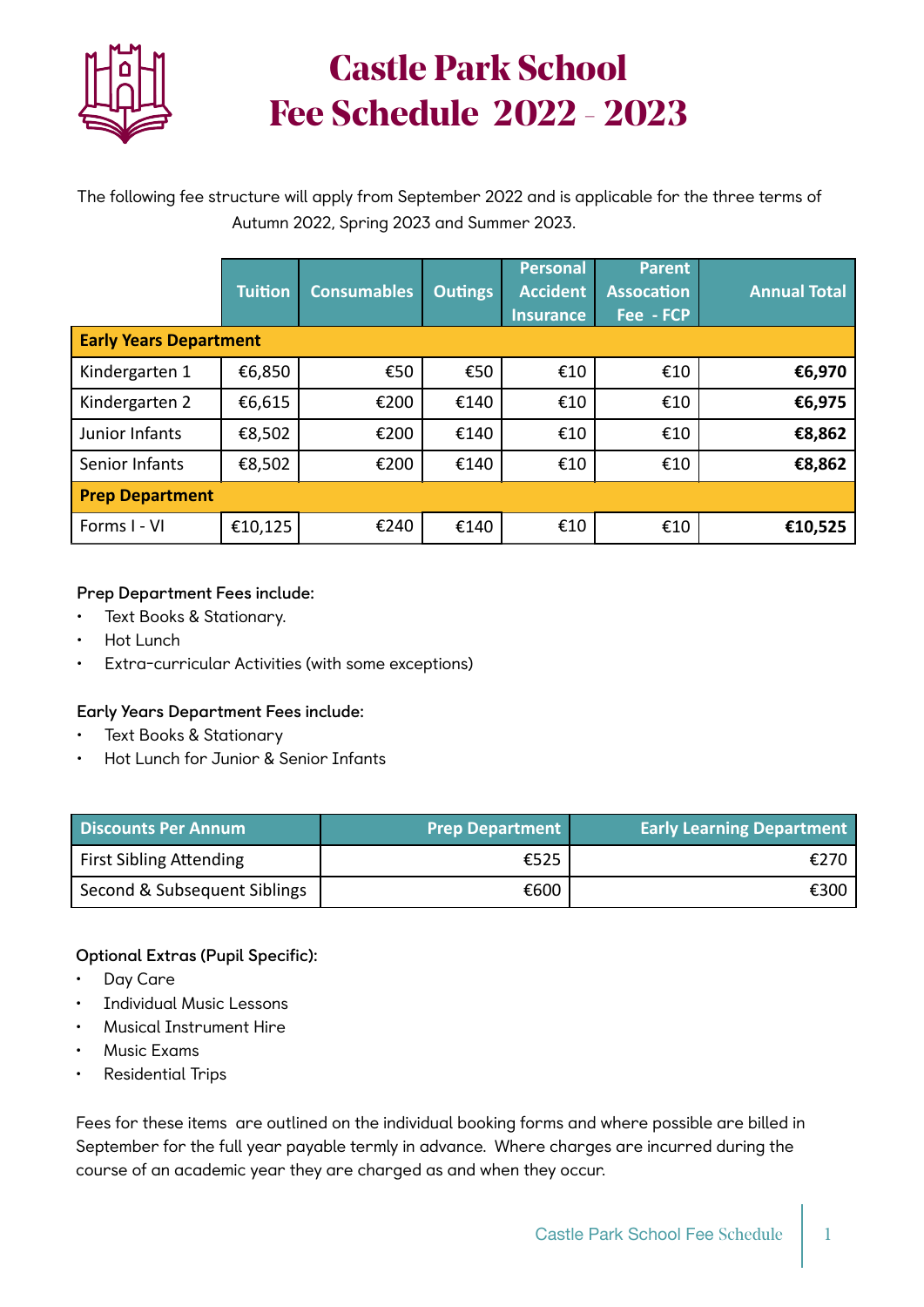# Castle Park School
# Fee Schedule 2022 - 2023

The following fee structure will apply from September 2022 and is applicable for the three terms of Autumn 2022, Spring 2023 and Summer 2023.

| | Tuition | Consumables | Outings | Personal Accident Insurance | Parent Assocation Fee - FCP | Annual Total |
|---|---|---|---|---|---|---|
| **Early Years Department** | | | | | | |
| Kindergarten 1 | €6,850 | €50 | €50 | €10 | €10 | **€6,970** |
| Kindergarten 2 | €6,615 | €200 | €140 | €10 | €10 | **€6,975** |
| Junior Infants | €8,502 | €200 | €140 | €10 | €10 | **€8,862** |
| Senior Infants | €8,502 | €200 | €140 | €10 | €10 | **€8,862** |
| **Prep Department** | | | | | | |
| Forms I - VI | €10,125 | €240 | €140 | €10 | €10 | **€10,525** |

**Prep Department Fees include:**

- Text Books & Stationary.
- Hot Lunch
- Extra-curricular Activities (with some exceptions)

**Early Years Department Fees include:**

- Text Books & Stationary
- Hot Lunch for Junior & Senior Infants

| Discounts Per Annum | Prep Department | Early Learning Department |
|---|---|---|
| First Sibling Attending | €525 | €270 |
| Second & Subsequent Siblings | €600 | €300 |

**Optional Extras (Pupil Specific):**

- Day Care
- Individual Music Lessons
- Musical Instrument Hire
- Music Exams
- Residential Trips

Fees for these items are outlined on the individual booking forms and where possible are billed in September for the full year payable termly in advance. Where charges are incurred during the course of an academic year they are charged as and when they occur.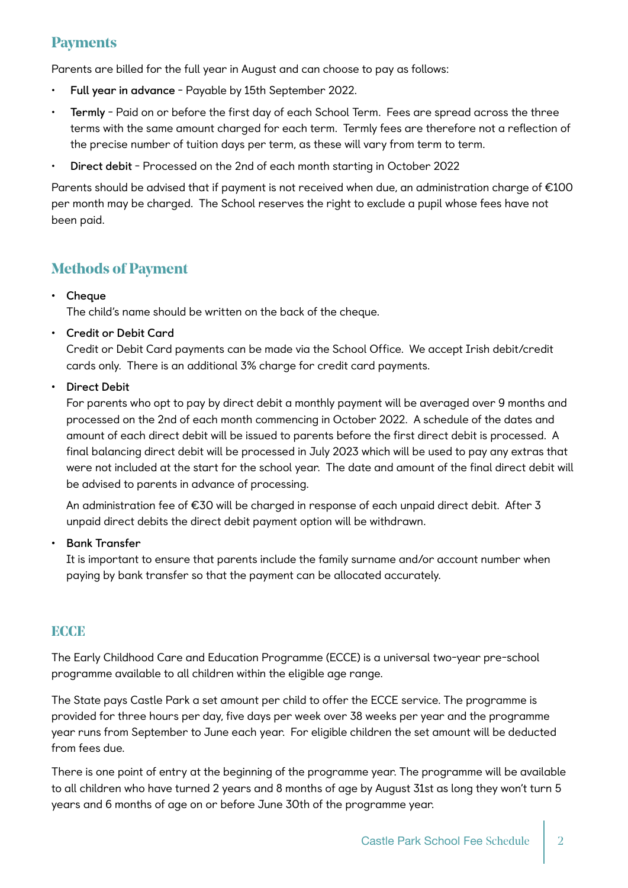## Payments

Parents are billed for the full year in August and can choose to pay as follows:

- **Full year in advance** - Payable by 15th September 2022.
- **Termly** - Paid on or before the first day of each School Term. Fees are spread across the three terms with the same amount charged for each term. Termly fees are therefore not a reflection of the precise number of tuition days per term, as these will vary from term to term.
- **Direct debit** - Processed on the 2nd of each month starting in October 2022

Parents should be advised that if payment is not received when due, an administration charge of €100 per month may be charged. The School reserves the right to exclude a pupil whose fees have not been paid.

## Methods of Payment

- **Cheque**
  The child's name should be written on the back of the cheque.
- **Credit or Debit Card**
  Credit or Debit Card payments can be made via the School Office. We accept Irish debit/credit cards only. There is an additional 3% charge for credit card payments.
- **Direct Debit**
  For parents who opt to pay by direct debit a monthly payment will be averaged over 9 months and processed on the 2nd of each month commencing in October 2022. A schedule of the dates and amount of each direct debit will be issued to parents before the first direct debit is processed. A final balancing direct debit will be processed in July 2023 which will be used to pay any extras that were not included at the start for the school year. The date and amount of the final direct debit will be advised to parents in advance of processing.

  An administration fee of €30 will be charged in response of each unpaid direct debit. After 3 unpaid direct debits the direct debit payment option will be withdrawn.
- **Bank Transfer**
  It is important to ensure that parents include the family surname and/or account number when paying by bank transfer so that the payment can be allocated accurately.

## ECCE

The Early Childhood Care and Education Programme (ECCE) is a universal two-year pre-school programme available to all children within the eligible age range.

The State pays Castle Park a set amount per child to offer the ECCE service. The programme is provided for three hours per day, five days per week over 38 weeks per year and the programme year runs from September to June each year. For eligible children the set amount will be deducted from fees due.

There is one point of entry at the beginning of the programme year. The programme will be available to all children who have turned 2 years and 8 months of age by August 31st as long they won't turn 5 years and 6 months of age on or before June 30th of the programme year.